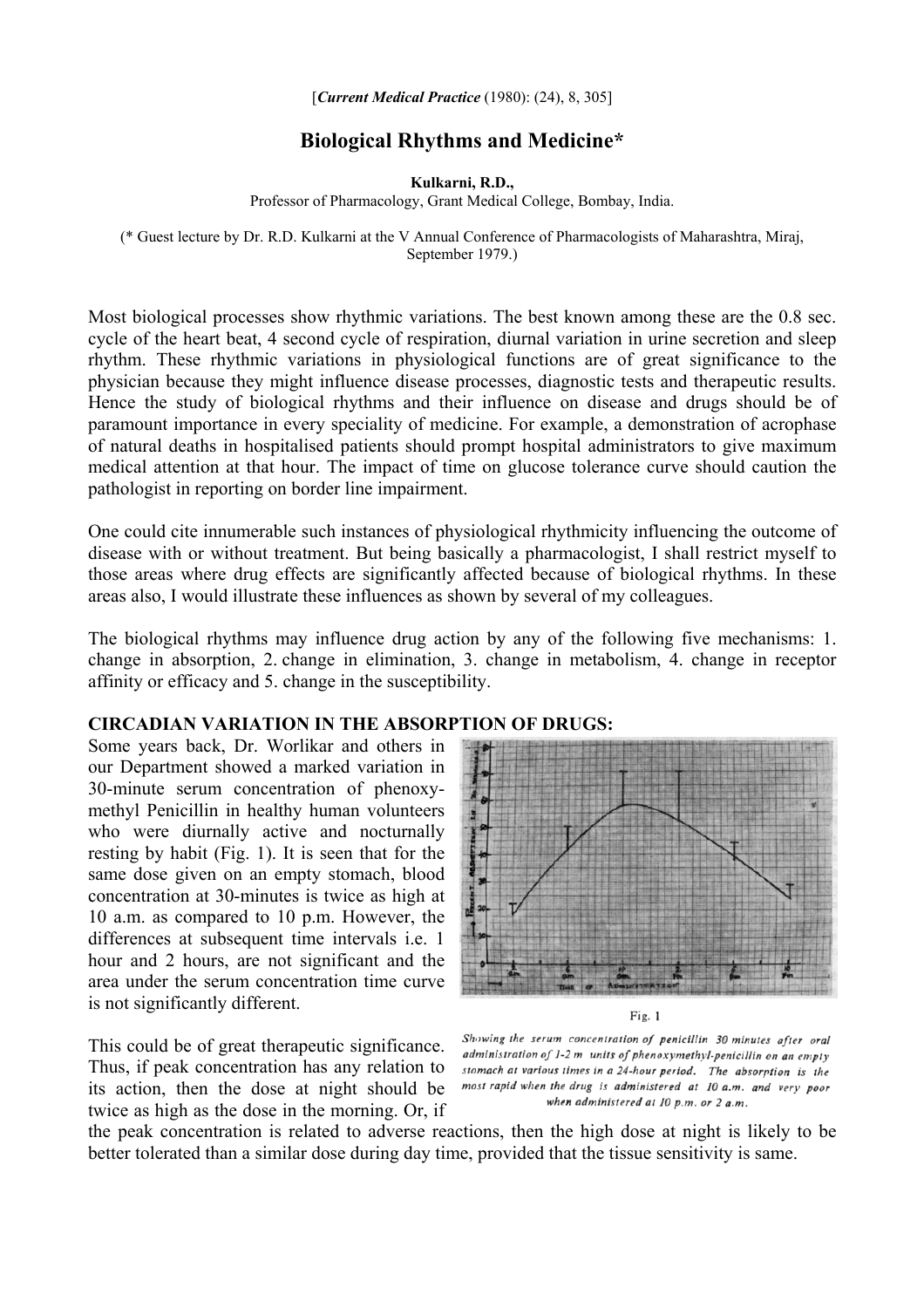[*Current Medical Practice* (1980): (24), 8, 305]

# Biological Rhythms and Medicine*

**Kulkarni, R.D.,**
Professor of Pharmacology, Grant Medical College, Bombay, India.

(* Guest lecture by Dr. R.D. Kulkarni at the V Annual Conference of Pharmacologists of Maharashtra, Miraj, September 1979.)

Most biological processes show rhythmic variations. The best known among these are the 0.8 sec. cycle of the heart beat, 4 second cycle of respiration, diurnal variation in urine secretion and sleep rhythm. These rhythmic variations in physiological functions are of great significance to the physician because they might influence disease processes, diagnostic tests and therapeutic results. Hence the study of biological rhythms and their influence on disease and drugs should be of paramount importance in every speciality of medicine. For example, a demonstration of acrophase of natural deaths in hospitalised patients should prompt hospital administrators to give maximum medical attention at that hour. The impact of time on glucose tolerance curve should caution the pathologist in reporting on border line impairment.

One could cite innumerable such instances of physiological rhythmicity influencing the outcome of disease with or without treatment. But being basically a pharmacologist, I shall restrict myself to those areas where drug effects are significantly affected because of biological rhythms. In these areas also, I would illustrate these influences as shown by several of my colleagues.

The biological rhythms may influence drug action by any of the following five mechanisms: 1. change in absorption, 2. change in elimination, 3. change in metabolism, 4. change in receptor affinity or efficacy and 5. change in the susceptibility.

**CIRCADIAN VARIATION IN THE ABSORPTION OF DRUGS:**

Some years back, Dr. Worlikar and others in our Department showed a marked variation in 30-minute serum concentration of phenoxy-methyl Penicillin in healthy human volunteers who were diurnally active and nocturnally resting by habit (Fig. 1). It is seen that for the same dose given on an empty stomach, blood concentration at 30-minutes is twice as high at 10 a.m. as compared to 10 p.m. However, the differences at subsequent time intervals i.e. 1 hour and 2 hours, are not significant and the area under the serum concentration time curve is not significantly different.

Fig. 1

*Showing the serum concentration of penicillin 30 minutes after oral administration of 1-2 m units of phenoxymethyl-penicillin on an empty stomach at various times in a 24-hour period. The absorption is the most rapid when the drug is administered at 10 a.m. and very poor when administered at 10 p.m. or 2 a.m.*

This could be of great therapeutic significance. Thus, if peak concentration has any relation to its action, then the dose at night should be twice as high as the dose in the morning. Or, if the peak concentration is related to adverse reactions, then the high dose at night is likely to be better tolerated than a similar dose during day time, provided that the tissue sensitivity is same.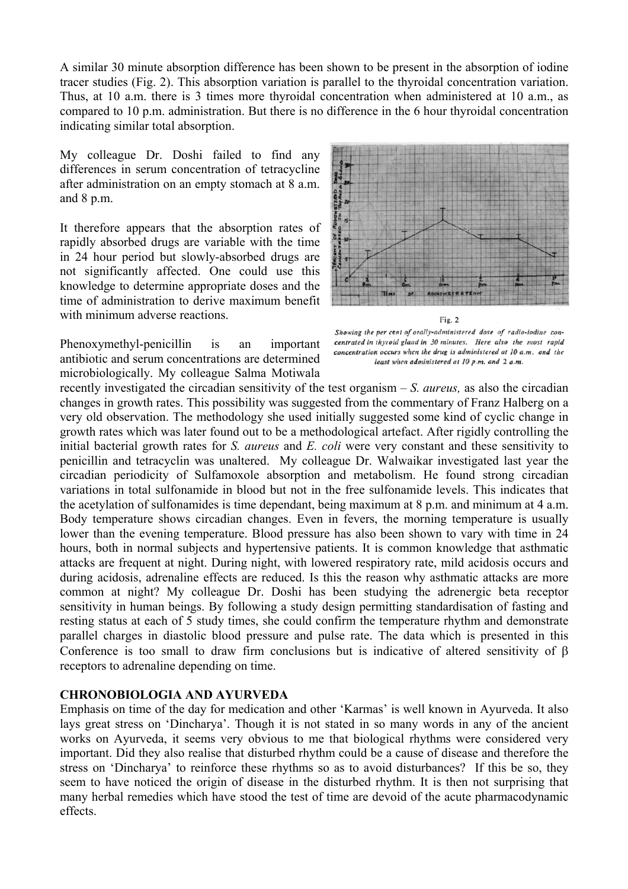A similar 30 minute absorption difference has been shown to be present in the absorption of iodine tracer studies (Fig. 2). This absorption variation is parallel to the thyroidal concentration variation. Thus, at 10 a.m. there is 3 times more thyroidal concentration when administered at 10 a.m., as compared to 10 p.m. administration. But there is no difference in the 6 hour thyroidal concentration indicating similar total absorption.

My colleague Dr. Doshi failed to find any differences in serum concentration of tetracycline after administration on an empty stomach at 8 a.m. and 8 p.m.

It therefore appears that the absorption rates of rapidly absorbed drugs are variable with the time in 24 hour period but slowly-absorbed drugs are not significantly affected. One could use this knowledge to determine appropriate doses and the time of administration to derive maximum benefit with minimum adverse reactions.

Fig. 2

*Showing the per cent of orally-administered dose of radio-iodine concentrated in thyroid gland in 30 minutes. Here also the most rapid concentration occurs when the drug is administered at 10 a.m. and the least when administered at 10 p.m. and 2 a.m.*

Phenoxymethyl-penicillin is an important antibiotic and serum concentrations are determined microbiologically. My colleague Salma Motiwala recently investigated the circadian sensitivity of the test organism – *S. aureus,* as also the circadian changes in growth rates. This possibility was suggested from the commentary of Franz Halberg on a very old observation. The methodology she used initially suggested some kind of cyclic change in growth rates which was later found out to be a methodological artefact. After rigidly controlling the initial bacterial growth rates for *S. aureus* and *E. coli* were very constant and these sensitivity to penicillin and tetracyclin was unaltered. My colleague Dr. Walwaikar investigated last year the circadian periodicity of Sulfamoxole absorption and metabolism. He found strong circadian variations in total sulfonamide in blood but not in the free sulfonamide levels. This indicates that the acetylation of sulfonamides is time dependant, being maximum at 8 p.m. and minimum at 4 a.m. Body temperature shows circadian changes. Even in fevers, the morning temperature is usually lower than the evening temperature. Blood pressure has also been shown to vary with time in 24 hours, both in normal subjects and hypertensive patients. It is common knowledge that asthmatic attacks are frequent at night. During night, with lowered respiratory rate, mild acidosis occurs and during acidosis, adrenaline effects are reduced. Is this the reason why asthmatic attacks are more common at night? My colleague Dr. Doshi has been studying the adrenergic beta receptor sensitivity in human beings. By following a study design permitting standardisation of fasting and resting status at each of 5 study times, she could confirm the temperature rhythm and demonstrate parallel charges in diastolic blood pressure and pulse rate. The data which is presented in this Conference is too small to draw firm conclusions but is indicative of altered sensitivity of $\beta$ receptors to adrenaline depending on time.

**CHRONOBIOLOGIA AND AYURVEDA**

Emphasis on time of the day for medication and other 'Karmas' is well known in Ayurveda. It also lays great stress on 'Dincharya'. Though it is not stated in so many words in any of the ancient works on Ayurveda, it seems very obvious to me that biological rhythms were considered very important. Did they also realise that disturbed rhythm could be a cause of disease and therefore the stress on 'Dincharya' to reinforce these rhythms so as to avoid disturbances? If this be so, they seem to have noticed the origin of disease in the disturbed rhythm. It is then not surprising that many herbal remedies which have stood the test of time are devoid of the acute pharmacodynamic effects.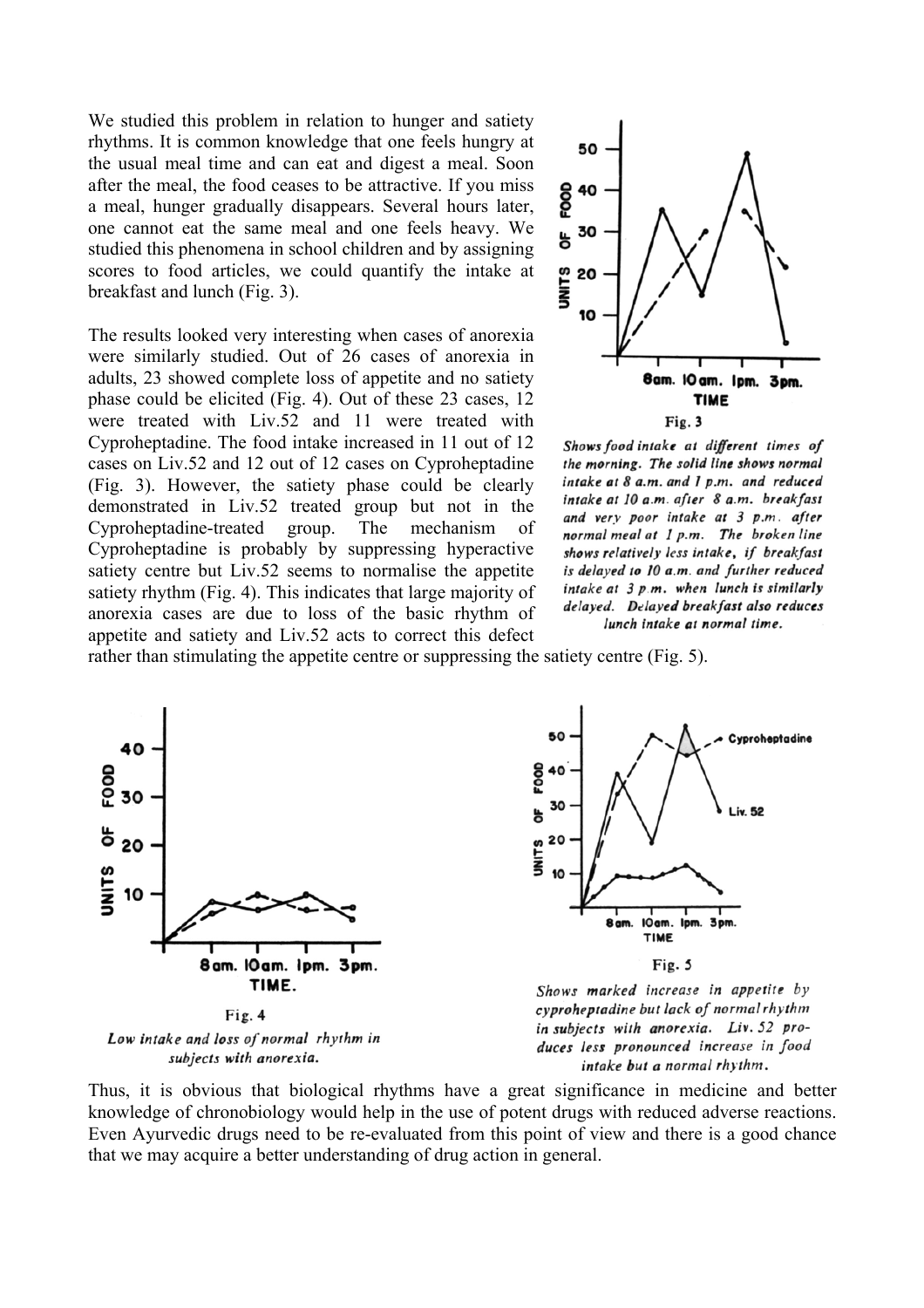We studied this problem in relation to hunger and satiety rhythms. It is common knowledge that one feels hungry at the usual meal time and can eat and digest a meal. Soon after the meal, the food ceases to be attractive. If you miss a meal, hunger gradually disappears. Several hours later, one cannot eat the same meal and one feels heavy. We studied this phenomena in school children and by assigning scores to food articles, we could quantify the intake at breakfast and lunch (Fig. 3).

50
40
30
20
10
UNITS OF FOOD
8am. 10am. 1pm. 3pm.
TIME

Fig. 3

*Shows food intake at different times of the morning. The solid line shows normal intake at 8 a.m. and 1 p.m. and reduced intake at 10 a.m. after 8 a.m. breakfast and very poor intake at 3 p.m. after normal meal at 1 p.m. The broken line shows relatively less intake, if breakfast is delayed to 10 a.m. and further reduced intake at 3 p.m. when lunch is similarly delayed. Delayed breakfast also reduces lunch intake at normal time.*

The results looked very interesting when cases of anorexia were similarly studied. Out of 26 cases of anorexia in adults, 23 showed complete loss of appetite and no satiety phase could be elicited (Fig. 4). Out of these 23 cases, 12 were treated with Liv.52 and 11 were treated with Cyproheptadine. The food intake increased in 11 out of 12 cases on Liv.52 and 12 out of 12 cases on Cyproheptadine (Fig. 3). However, the satiety phase could be clearly demonstrated in Liv.52 treated group but not in the Cyproheptadine-treated group. The mechanism of Cyproheptadine is probably by suppressing hyperactive satiety centre but Liv.52 seems to normalise the appetite satiety rhythm (Fig. 4). This indicates that large majority of anorexia cases are due to loss of the basic rhythm of appetite and satiety and Liv.52 acts to correct this defect rather than stimulating the appetite centre or suppressing the satiety centre (Fig. 5).

40
30
20
10
UNITS OF FOOD
8am. 10am. 1pm. 3pm.
TIME.

Fig. 4

*Low intake and loss of normal rhythm in subjects with anorexia.*

50
40
30
20
10
UNITS OF FOOD
Cyproheptadine
Liv. 52
8am. 10am. 1pm. 3pm.
TIME

Fig. 5

*Shows marked increase in appetite by cyproheptadine but lack of normal rhythm in subjects with anorexia. Liv. 52 produces less pronounced increase in food intake but a normal rhythm.*

Thus, it is obvious that biological rhythms have a great significance in medicine and better knowledge of chronobiology would help in the use of potent drugs with reduced adverse reactions. Even Ayurvedic drugs need to be re-evaluated from this point of view and there is a good chance that we may acquire a better understanding of drug action in general.